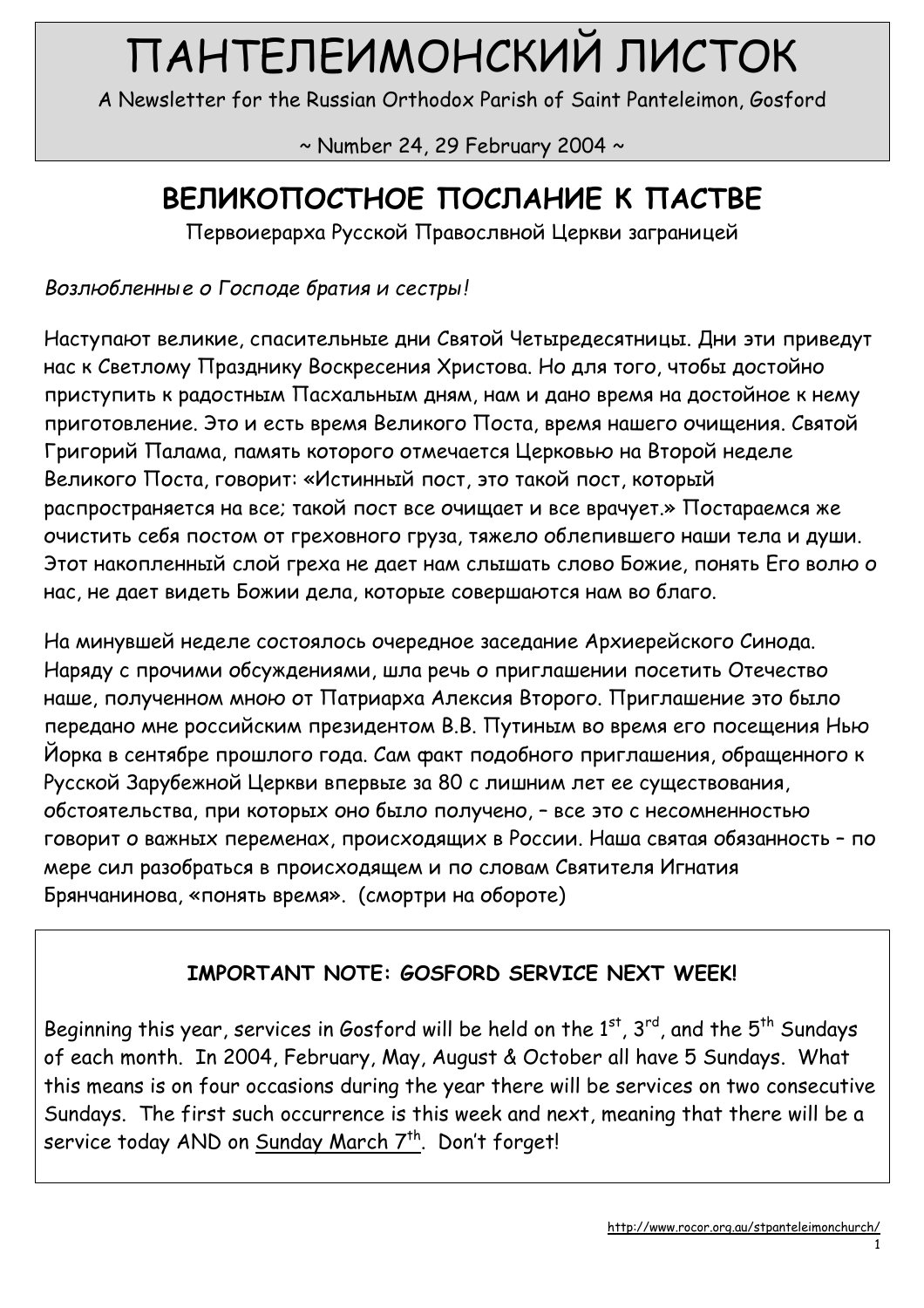# ПАНТЕЛЕИМОНСКИЙ ЛИСТОК

A Newsletter for the Russian Orthodox Parish of Saint Panteleimon, Gosford

~ Number 24, 29 February 2004 ~

## ВЕЛИКОПОСТНОЕ ПОСЛАНИЕ К ПАСТВЕ

Первоиерарха Русской Православной Церкви заграницей

*Возлюбленные о Господе братия и сестры!*

Наступают великие, спасительные дни Святой Четыредесятницы. Дни эти приведут нас к Светлому Празднику Воскресения Христова. Но для того, чтобы достойно приступить к радостным Пасхальным дням, нам и дано время на достойное к нему приготовление. Это и есть время Великого Поста, время нашего очищения. Святой Григорий Палама, память которого отмечается Церковью на Второй неделе Великого Поста, говорит: «Истинный пост, это такой пост, который распространяется на все; такой пост все очищает и все врачует.» Постараемся же очистить себя постом от греховного груза, тяжело облепившего наши тела и души. Этот накопленный слой греха не дает нам слышать слово Божие, понять Его волю о нас, не дает видеть Божии дела, которые совершаются нам во благо.

На минувшей неделе состоялось очередное заседание Архиерейского Синода. Наряду с прочими обсуждениями, шла речь о приглашении посетить Отечество наше, полученном мною от Патриарха Алексия Второго. Приглашение это было передано мне российским президентом В.В. Путиным во время его посещения Нью Йорка в сентябре прошлого года. Сам факт подобного приглашения, обращенного к Русской Зарубежной Церкви впервые за 80 с лишним лет ее существования, обстоятельства, при которых оно было получено, – все это с несомненностью говорит о важных переменах, происходящих в России. Наша святая обязанность – по мере сил разобраться в происходящем и по словам Святителя Игнатия Брянчанинова, «понять время». (смортри на обороте)

**IMPORTANT NOTE: GOSFORD SERVICE NEXT WEEK!**

Beginning this year, services in Gosford will be held on the 1st, 3rd, and the 5th Sundays of each month. In 2004, February, May, August & October all have 5 Sundays. What this means is on four occasions during the year there will be services on two consecutive Sundays. The first such occurrence is this week and next, meaning that there will be a service today AND on Sunday March 7th. Don't forget!

http://www.rocor.org.au/stpanteleimonchurch/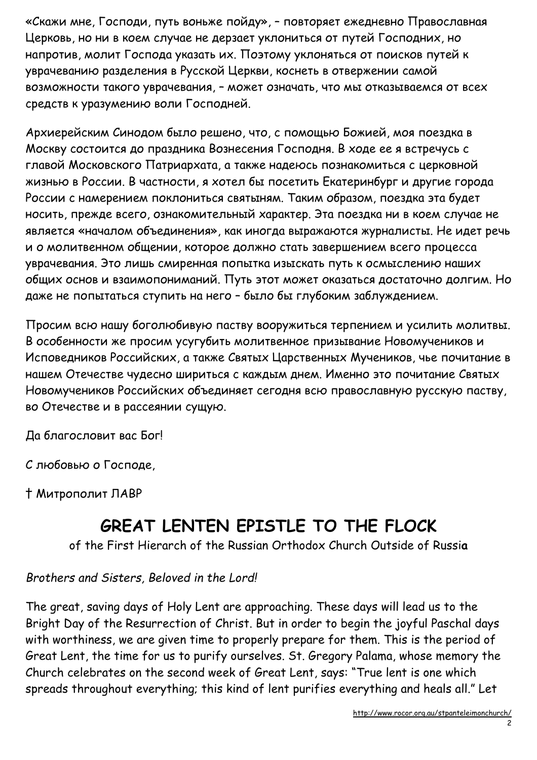«Скажи мне, Господи, путь воньже пойду», – повторяет ежедневно Православная Церковь, но ни в коем случае не дерзает уклониться от путей Господних, но напротив, молит Господа указать их. Поэтому уклоняться от поисков путей к уврачеванию разделения в Русской Церкви, коснеть в отвержении самой возможности такого уврачевания, – может означать, что мы отказываемся от всех средств к уразумению воли Господней.

Архиерейским Синодом было решено, что, с помощью Божией, моя поездка в Москву состоится до праздника Вознесения Господня. В ходе ее я встречусь с главой Московского Патриархата, а также надеюсь познакомиться с церковной жизнью в России. В частности, я хотел бы посетить Екатеринбург и другие города России с намерением поклониться святыням. Таким образом, поездка эта будет носить, прежде всего, ознакомительный характер. Эта поездка ни в коем случае не является «началом объединения», как иногда выражаются журналисты. Не идет речь и о молитвенном общении, которое должно стать завершением всего процесса уврачевания. Это лишь смиренная попытка изыскать путь к осмыслению наших общих основ и взаимопониманий. Путь этот может оказаться достаточно долгим. Но даже не попытаться ступить на него – было бы глубоким заблуждением.

Просим всю нашу боголюбивую паству вооружиться терпением и усилить молитвы. В особенности же просим усугубить молитвенное призывание Новомучеников и Исповедников Российских, а также Святых Царственных Мучеников, чье почитание в нашем Отечестве чудесно шириться с каждым днем. Именно это почитание Святых Новомучеников Российских объединяет сегодня всю православную русскую паству, во Отечестве и в рассеянии сущую.

Да благословит вас Бог!

С любовью о Господе,

† Митрополит ЛАВР

## GREAT LENTEN EPISTLE TO THE FLOCK

of the First Hierarch of the Russian Orthodox Church Outside of Russia

*Brothers and Sisters, Beloved in the Lord!*

The great, saving days of Holy Lent are approaching. These days will lead us to the Bright Day of the Resurrection of Christ. But in order to begin the joyful Paschal days with worthiness, we are given time to properly prepare for them. This is the period of Great Lent, the time for us to purify ourselves. St. Gregory Palama, whose memory the Church celebrates on the second week of Great Lent, says: "True lent is one which spreads throughout everything; this kind of lent purifies everything and heals all." Let

http://www.rocor.org.au/stpanteleimonchurch/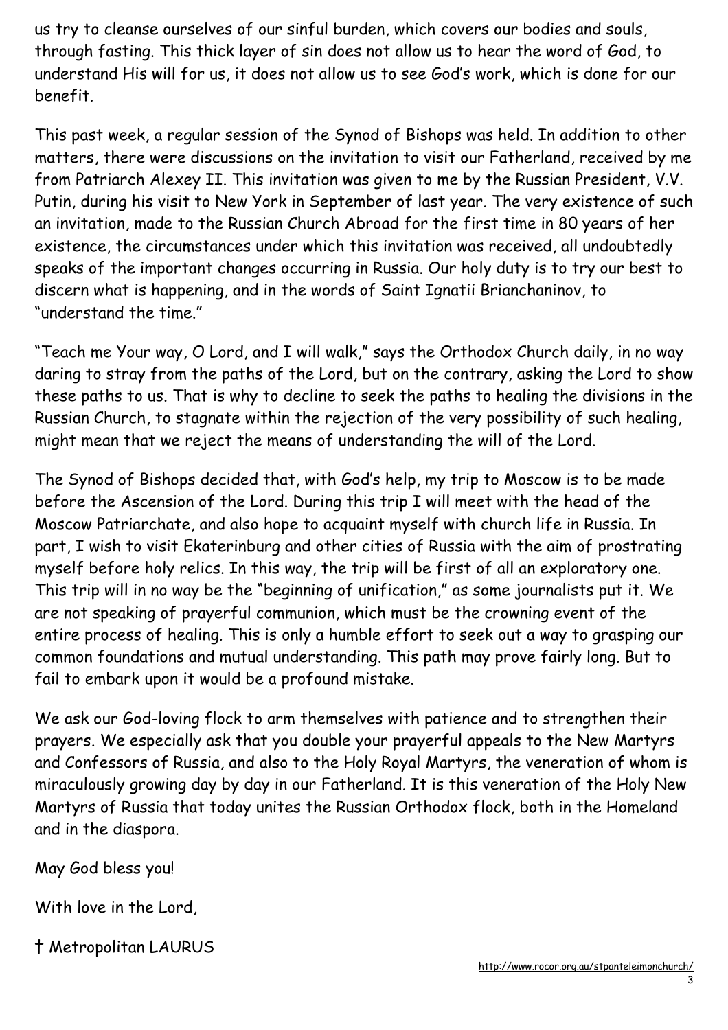us try to cleanse ourselves of our sinful burden, which covers our bodies and souls, through fasting. This thick layer of sin does not allow us to hear the word of God, to understand His will for us, it does not allow us to see God's work, which is done for our benefit.

This past week, a regular session of the Synod of Bishops was held. In addition to other matters, there were discussions on the invitation to visit our Fatherland, received by me from Patriarch Alexey II. This invitation was given to me by the Russian President, V.V. Putin, during his visit to New York in September of last year. The very existence of such an invitation, made to the Russian Church Abroad for the first time in 80 years of her existence, the circumstances under which this invitation was received, all undoubtedly speaks of the important changes occurring in Russia. Our holy duty is to try our best to discern what is happening, and in the words of Saint Ignatii Brianchaninov, to "understand the time."

"Teach me Your way, O Lord, and I will walk," says the Orthodox Church daily, in no way daring to stray from the paths of the Lord, but on the contrary, asking the Lord to show these paths to us. That is why to decline to seek the paths to healing the divisions in the Russian Church, to stagnate within the rejection of the very possibility of such healing, might mean that we reject the means of understanding the will of the Lord.

The Synod of Bishops decided that, with God's help, my trip to Moscow is to be made before the Ascension of the Lord. During this trip I will meet with the head of the Moscow Patriarchate, and also hope to acquaint myself with church life in Russia. In part, I wish to visit Ekaterinburg and other cities of Russia with the aim of prostrating myself before holy relics. In this way, the trip will be first of all an exploratory one. This trip will in no way be the "beginning of unification," as some journalists put it. We are not speaking of prayerful communion, which must be the crowning event of the entire process of healing. This is only a humble effort to seek out a way to grasping our common foundations and mutual understanding. This path may prove fairly long. But to fail to embark upon it would be a profound mistake.

We ask our God-loving flock to arm themselves with patience and to strengthen their prayers. We especially ask that you double your prayerful appeals to the New Martyrs and Confessors of Russia, and also to the Holy Royal Martyrs, the veneration of whom is miraculously growing day by day in our Fatherland. It is this veneration of the Holy New Martyrs of Russia that today unites the Russian Orthodox flock, both in the Homeland and in the diaspora.

May God bless you!

With love in the Lord,

† Metropolitan LAURUS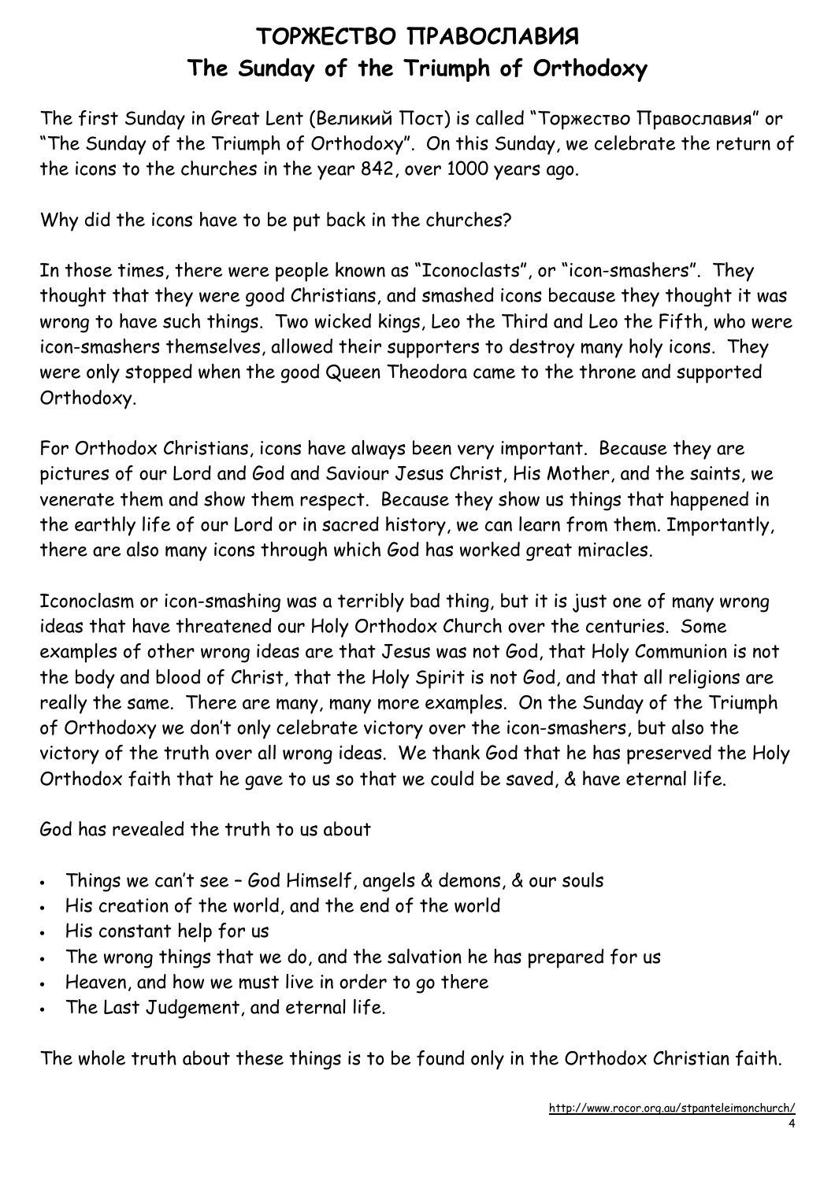# ТОРЖЕСТВО ПРАВОСЛАВИЯ
# The Sunday of the Triumph of Orthodoxy

The first Sunday in Great Lent (Великий Пост) is called "Торжество Православия" or "The Sunday of the Triumph of Orthodoxy". On this Sunday, we celebrate the return of the icons to the churches in the year 842, over 1000 years ago.

Why did the icons have to be put back in the churches?

In those times, there were people known as "Iconoclasts", or "icon-smashers". They thought that they were good Christians, and smashed icons because they thought it was wrong to have such things. Two wicked kings, Leo the Third and Leo the Fifth, who were icon-smashers themselves, allowed their supporters to destroy many holy icons. They were only stopped when the good Queen Theodora came to the throne and supported Orthodoxy.

For Orthodox Christians, icons have always been very important. Because they are pictures of our Lord and God and Saviour Jesus Christ, His Mother, and the saints, we venerate them and show them respect. Because they show us things that happened in the earthly life of our Lord or in sacred history, we can learn from them. Importantly, there are also many icons through which God has worked great miracles.

Iconoclasm or icon-smashing was a terribly bad thing, but it is just one of many wrong ideas that have threatened our Holy Orthodox Church over the centuries. Some examples of other wrong ideas are that Jesus was not God, that Holy Communion is not the body and blood of Christ, that the Holy Spirit is not God, and that all religions are really the same. There are many, many more examples. On the Sunday of the Triumph of Orthodoxy we don't only celebrate victory over the icon-smashers, but also the victory of the truth over all wrong ideas. We thank God that he has preserved the Holy Orthodox faith that he gave to us so that we could be saved, & have eternal life.

God has revealed the truth to us about

- Things we can't see – God Himself, angels & demons, & our souls
- His creation of the world, and the end of the world
- His constant help for us
- The wrong things that we do, and the salvation he has prepared for us
- Heaven, and how we must live in order to go there
- The Last Judgement, and eternal life.

The whole truth about these things is to be found only in the Orthodox Christian faith.

http://www.rocor.org.au/stpanteleimonchurch/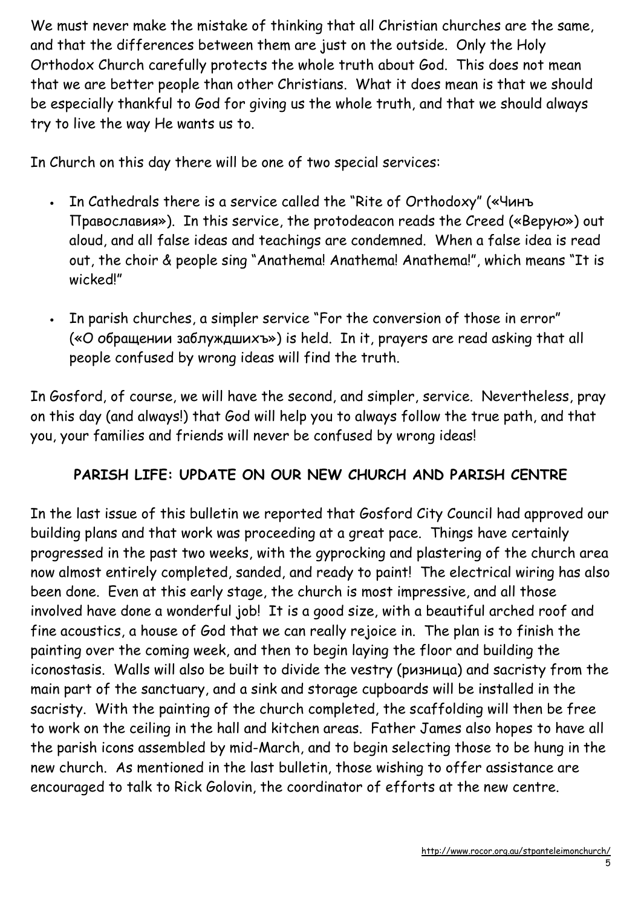We must never make the mistake of thinking that all Christian churches are the same, and that the differences between them are just on the outside. Only the Holy Orthodox Church carefully protects the whole truth about God. This does not mean that we are better people than other Christians. What it does mean is that we should be especially thankful to God for giving us the whole truth, and that we should always try to live the way He wants us to.

In Church on this day there will be one of two special services:

- In Cathedrals there is a service called the "Rite of Orthodoxy" («Чинъ Православия»). In this service, the protodeacon reads the Creed («Верую») out aloud, and all false ideas and teachings are condemned. When a false idea is read out, the choir & people sing "Anathema! Anathema! Anathema!", which means "It is wicked!"
- In parish churches, a simpler service "For the conversion of those in error" («О обращении заблуждшихъ») is held. In it, prayers are read asking that all people confused by wrong ideas will find the truth.

In Gosford, of course, we will have the second, and simpler, service. Nevertheless, pray on this day (and always!) that God will help you to always follow the true path, and that you, your families and friends will never be confused by wrong ideas!

## PARISH LIFE: UPDATE ON OUR NEW CHURCH AND PARISH CENTRE

In the last issue of this bulletin we reported that Gosford City Council had approved our building plans and that work was proceeding at a great pace. Things have certainly progressed in the past two weeks, with the gyprocking and plastering of the church area now almost entirely completed, sanded, and ready to paint! The electrical wiring has also been done. Even at this early stage, the church is most impressive, and all those involved have done a wonderful job! It is a good size, with a beautiful arched roof and fine acoustics, a house of God that we can really rejoice in. The plan is to finish the painting over the coming week, and then to begin laying the floor and building the iconostasis. Walls will also be built to divide the vestry (ризница) and sacristy from the main part of the sanctuary, and a sink and storage cupboards will be installed in the sacristy. With the painting of the church completed, the scaffolding will then be free to work on the ceiling in the hall and kitchen areas. Father James also hopes to have all the parish icons assembled by mid-March, and to begin selecting those to be hung in the new church. As mentioned in the last bulletin, those wishing to offer assistance are encouraged to talk to Rick Golovin, the coordinator of efforts at the new centre.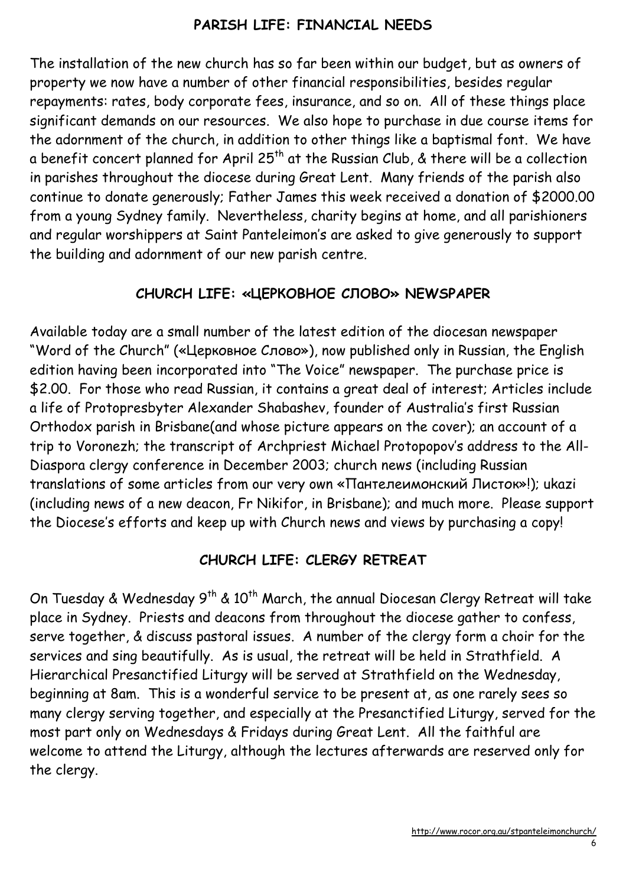## PARISH LIFE: FINANCIAL NEEDS

The installation of the new church has so far been within our budget, but as owners of property we now have a number of other financial responsibilities, besides regular repayments: rates, body corporate fees, insurance, and so on. All of these things place significant demands on our resources. We also hope to purchase in due course items for the adornment of the church, in addition to other things like a baptismal font. We have a benefit concert planned for April 25th at the Russian Club, & there will be a collection in parishes throughout the diocese during Great Lent. Many friends of the parish also continue to donate generously; Father James this week received a donation of $2000.00 from a young Sydney family. Nevertheless, charity begins at home, and all parishioners and regular worshippers at Saint Panteleimon's are asked to give generously to support the building and adornment of our new parish centre.

## CHURCH LIFE: «ЦЕРКОВНОЕ СЛОВО» NEWSPAPER

Available today are a small number of the latest edition of the diocesan newspaper "Word of the Church" («Церковное Слово»), now published only in Russian, the English edition having been incorporated into "The Voice" newspaper. The purchase price is $2.00. For those who read Russian, it contains a great deal of interest; Articles include a life of Protopresbyter Alexander Shabashev, founder of Australia's first Russian Orthodox parish in Brisbane(and whose picture appears on the cover); an account of a trip to Voronezh; the transcript of Archpriest Michael Protopopov's address to the All-Diaspora clergy conference in December 2003; church news (including Russian translations of some articles from our very own «Пантелеимонский Листок»!); ukazi (including news of a new deacon, Fr Nikifor, in Brisbane); and much more. Please support the Diocese's efforts and keep up with Church news and views by purchasing a copy!

## CHURCH LIFE: CLERGY RETREAT

On Tuesday & Wednesday 9th & 10th March, the annual Diocesan Clergy Retreat will take place in Sydney. Priests and deacons from throughout the diocese gather to confess, serve together, & discuss pastoral issues. A number of the clergy form a choir for the services and sing beautifully. As is usual, the retreat will be held in Strathfield. A Hierarchical Presanctified Liturgy will be served at Strathfield on the Wednesday, beginning at 8am. This is a wonderful service to be present at, as one rarely sees so many clergy serving together, and especially at the Presanctified Liturgy, served for the most part only on Wednesdays & Fridays during Great Lent. All the faithful are welcome to attend the Liturgy, although the lectures afterwards are reserved only for the clergy.

http://www.rocor.org.au/stpanteleimonchurch/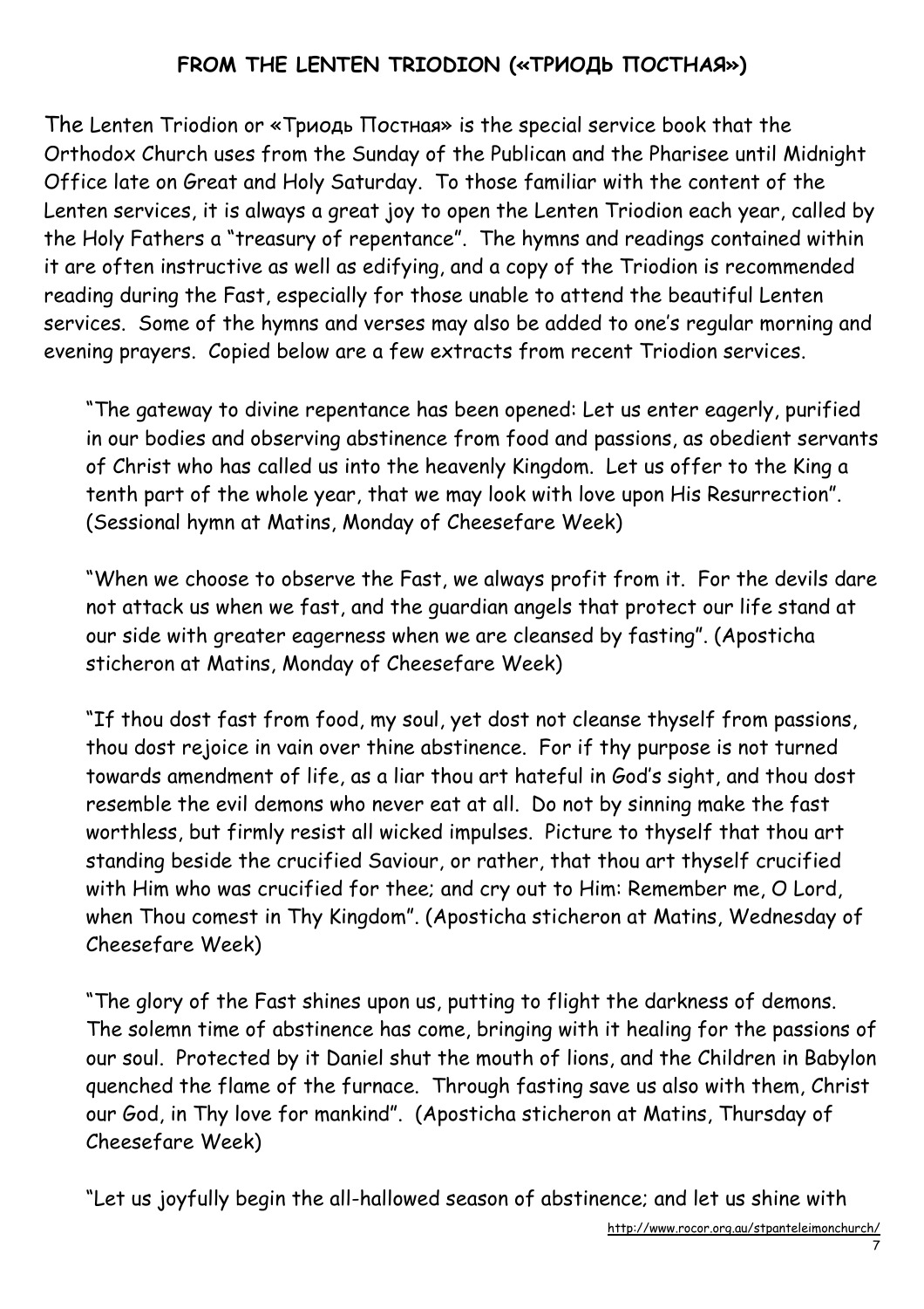## FROM THE LENTEN TRIODION («ТРИОДЬ ПОСТНАЯ»)

The Lenten Triodion or «Триодь Постная» is the special service book that the Orthodox Church uses from the Sunday of the Publican and the Pharisee until Midnight Office late on Great and Holy Saturday. To those familiar with the content of the Lenten services, it is always a great joy to open the Lenten Triodion each year, called by the Holy Fathers a "treasury of repentance". The hymns and readings contained within it are often instructive as well as edifying, and a copy of the Triodion is recommended reading during the Fast, especially for those unable to attend the beautiful Lenten services. Some of the hymns and verses may also be added to one's regular morning and evening prayers. Copied below are a few extracts from recent Triodion services.

> "The gateway to divine repentance has been opened: Let us enter eagerly, purified in our bodies and observing abstinence from food and passions, as obedient servants of Christ who has called us into the heavenly Kingdom. Let us offer to the King a tenth part of the whole year, that we may look with love upon His Resurrection". (Sessional hymn at Matins, Monday of Cheesefare Week)

> "When we choose to observe the Fast, we always profit from it. For the devils dare not attack us when we fast, and the guardian angels that protect our life stand at our side with greater eagerness when we are cleansed by fasting". (Aposticha sticheron at Matins, Monday of Cheesefare Week)

> "If thou dost fast from food, my soul, yet dost not cleanse thyself from passions, thou dost rejoice in vain over thine abstinence. For if thy purpose is not turned towards amendment of life, as a liar thou art hateful in God's sight, and thou dost resemble the evil demons who never eat at all. Do not by sinning make the fast worthless, but firmly resist all wicked impulses. Picture to thyself that thou art standing beside the crucified Saviour, or rather, that thou art thyself crucified with Him who was crucified for thee; and cry out to Him: Remember me, O Lord, when Thou comest in Thy Kingdom". (Aposticha sticheron at Matins, Wednesday of Cheesefare Week)

> "The glory of the Fast shines upon us, putting to flight the darkness of demons. The solemn time of abstinence has come, bringing with it healing for the passions of our soul. Protected by it Daniel shut the mouth of lions, and the Children in Babylon quenched the flame of the furnace. Through fasting save us also with them, Christ our God, in Thy love for mankind". (Aposticha sticheron at Matins, Thursday of Cheesefare Week)

> "Let us joyfully begin the all-hallowed season of abstinence; and let us shine with

http://www.rocor.org.au/stpanteleimonchurch/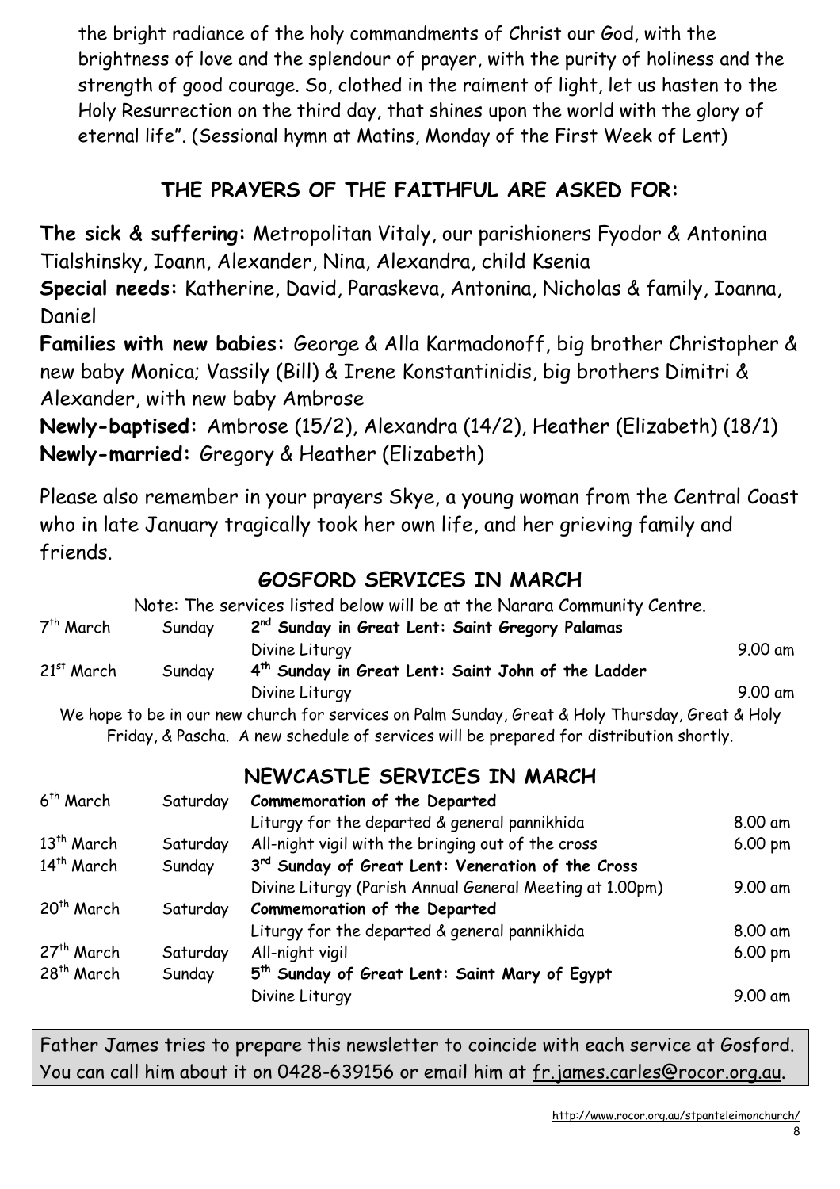the bright radiance of the holy commandments of Christ our God, with the brightness of love and the splendour of prayer, with the purity of holiness and the strength of good courage. So, clothed in the raiment of light, let us hasten to the Holy Resurrection on the third day, that shines upon the world with the glory of eternal life". (Sessional hymn at Matins, Monday of the First Week of Lent)

## THE PRAYERS OF THE FAITHFUL ARE ASKED FOR:

**The sick & suffering:** Metropolitan Vitaly, our parishioners Fyodor & Antonina Tialshinsky, Ioann, Alexander, Nina, Alexandra, child Ksenia
**Special needs:** Katherine, David, Paraskeva, Antonina, Nicholas & family, Ioanna, Daniel
**Families with new babies:** George & Alla Karmadonoff, big brother Christopher & new baby Monica; Vassily (Bill) & Irene Konstantinidis, big brothers Dimitri & Alexander, with new baby Ambrose
**Newly-baptised:** Ambrose (15/2), Alexandra (14/2), Heather (Elizabeth) (18/1)
**Newly-married:** Gregory & Heather (Elizabeth)

Please also remember in your prayers Skye, a young woman from the Central Coast who in late January tragically took her own life, and her grieving family and friends.

## GOSFORD SERVICES IN MARCH

Note: The services listed below will be at the Narara Community Centre.

| | | | |
|---|---|---|---|
| 7th March | Sunday | **2nd Sunday in Great Lent: Saint Gregory Palamas** | |
| | | Divine Liturgy | 9.00 am |
| 21st March | Sunday | **4th Sunday in Great Lent: Saint John of the Ladder** | |
| | | Divine Liturgy | 9.00 am |

We hope to be in our new church for services on Palm Sunday, Great & Holy Thursday, Great & Holy Friday, & Pascha. A new schedule of services will be prepared for distribution shortly.

## NEWCASTLE SERVICES IN MARCH

| | | | |
|---|---|---|---|
| 6th March | Saturday | **Commemoration of the Departed** | |
| | | Liturgy for the departed & general pannikhida | 8.00 am |
| 13th March | Saturday | All-night vigil with the bringing out of the cross | 6.00 pm |
| 14th March | Sunday | **3rd Sunday of Great Lent: Veneration of the Cross** | |
| | | Divine Liturgy (Parish Annual General Meeting at 1.00pm) | 9.00 am |
| 20th March | Saturday | **Commemoration of the Departed** | |
| | | Liturgy for the departed & general pannikhida | 8.00 am |
| 27th March | Saturday | All-night vigil | 6.00 pm |
| 28th March | Sunday | **5th Sunday of Great Lent: Saint Mary of Egypt** | |
| | | Divine Liturgy | 9.00 am |

Father James tries to prepare this newsletter to coincide with each service at Gosford. You can call him about it on 0428-639156 or email him at fr.james.carles@rocor.org.au.

http://www.rocor.org.au/stpanteleimonchurch/